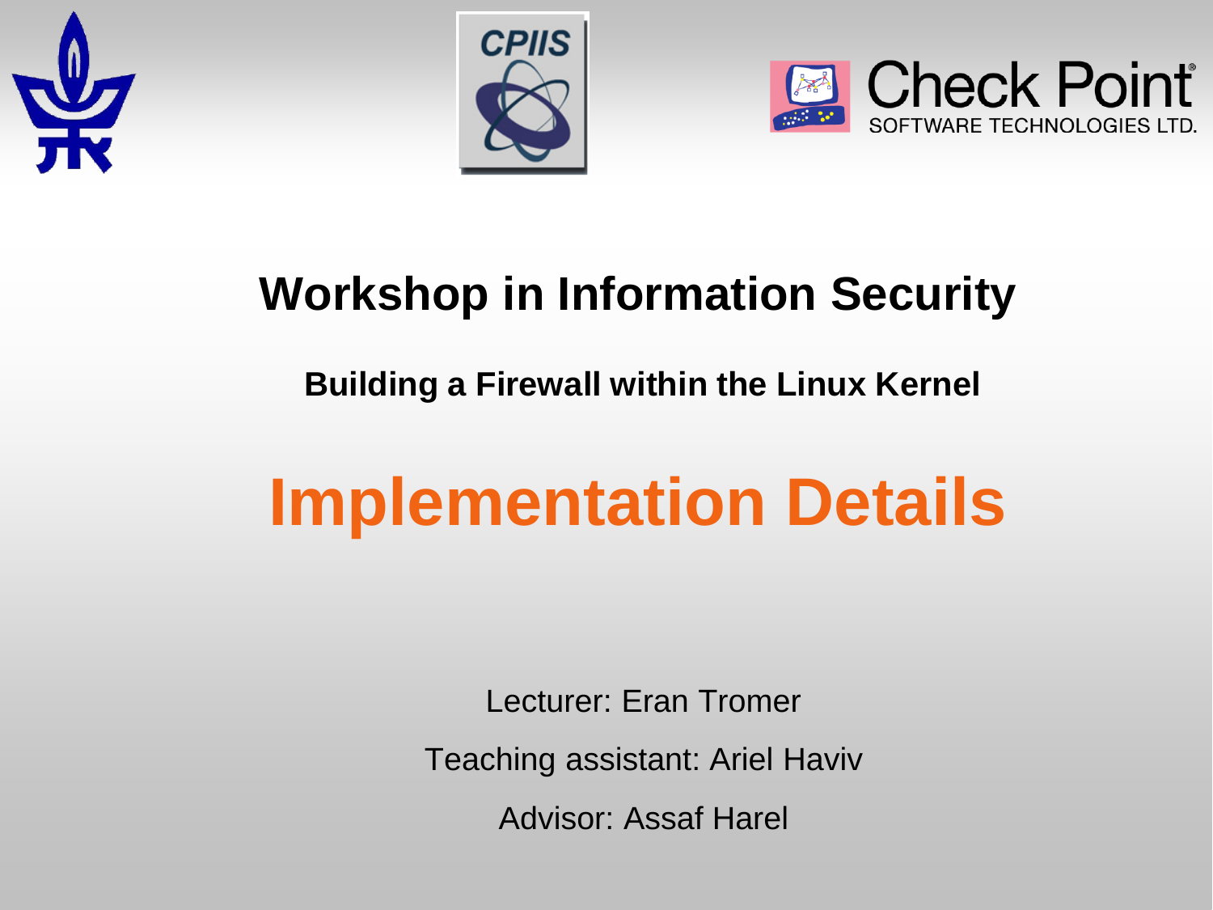# Workshop in Information Security

## Building a Firewall within the Linux Kernel

# Implementation Details

Lecturer: Eran Tromer

Teaching assistant: Ariel Haviv

Advisor: Assaf Harel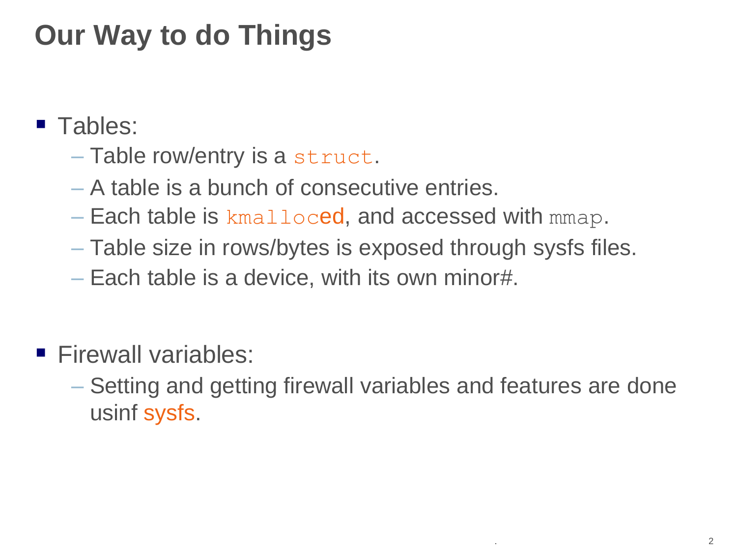# Our Way to do Things

- Tables:
  - Table row/entry is a `struct`.
  - A table is a bunch of consecutive entries.
  - Each table is `kmalloc`ed, and accessed with `mmap`.
  - Table size in rows/bytes is exposed through sysfs files.
  - Each table is a device, with its own minor#.

- Firewall variables:
  - Setting and getting firewall variables and features are done usinf sysfs.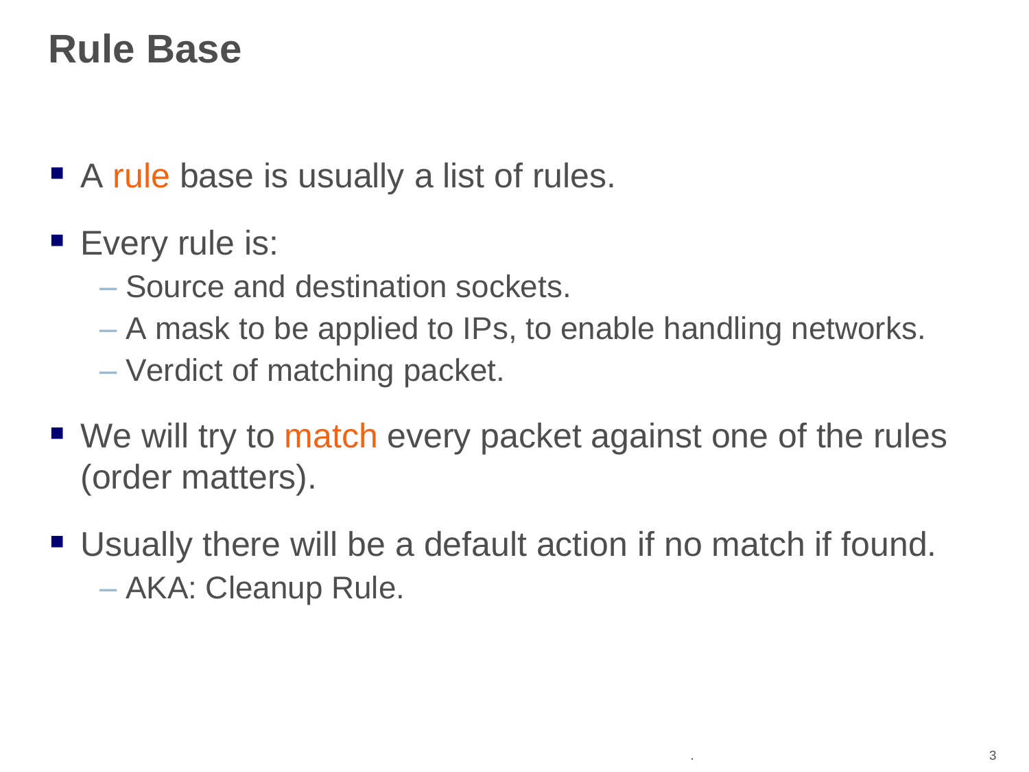# Rule Base

- A rule base is usually a list of rules.
- Every rule is:
  - Source and destination sockets.
  - A mask to be applied to IPs, to enable handling networks.
  - Verdict of matching packet.
- We will try to match every packet against one of the rules (order matters).
- Usually there will be a default action if no match if found.
  - AKA: Cleanup Rule.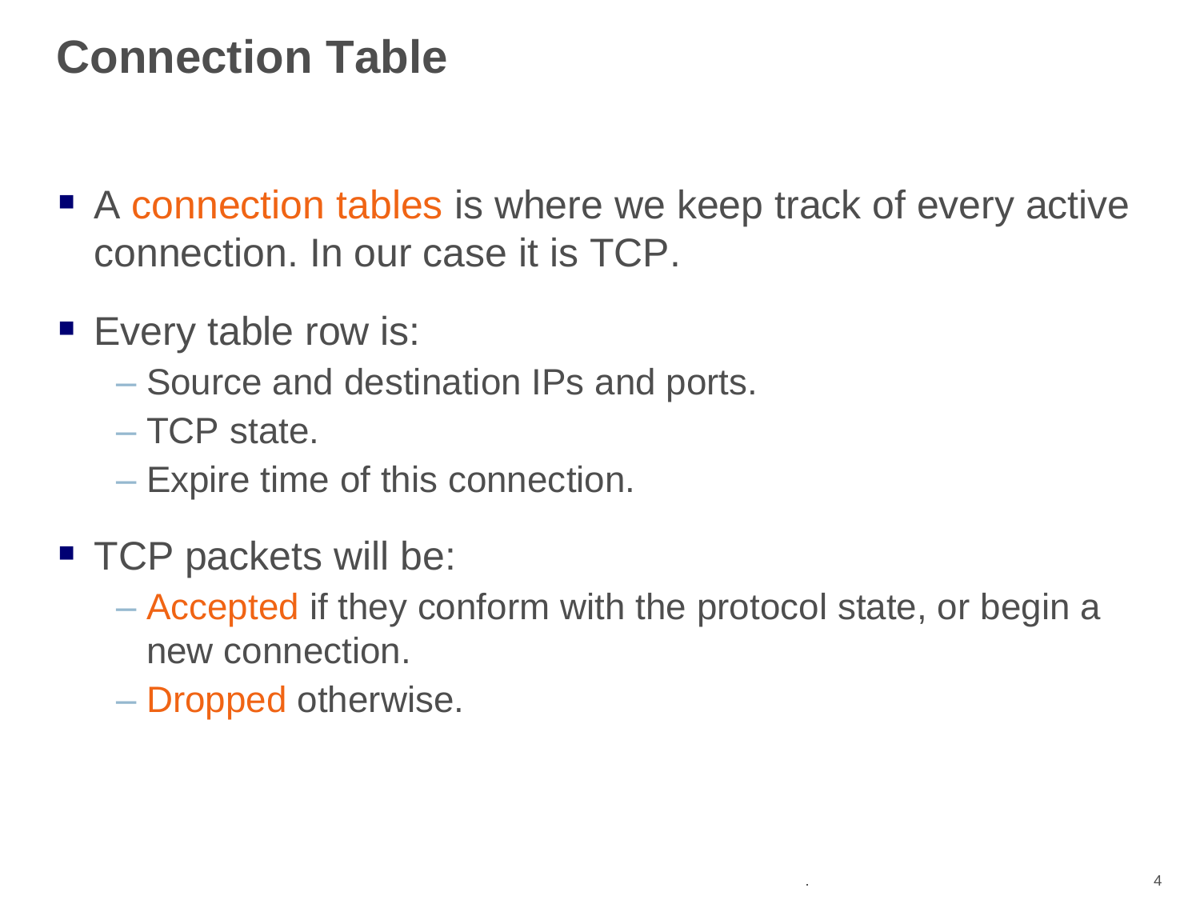# Connection Table

- A connection tables is where we keep track of every active connection. In our case it is TCP.
- Every table row is:
  - Source and destination IPs and ports.
  - TCP state.
  - Expire time of this connection.
- TCP packets will be:
  - Accepted if they conform with the protocol state, or begin a new connection.
  - Dropped otherwise.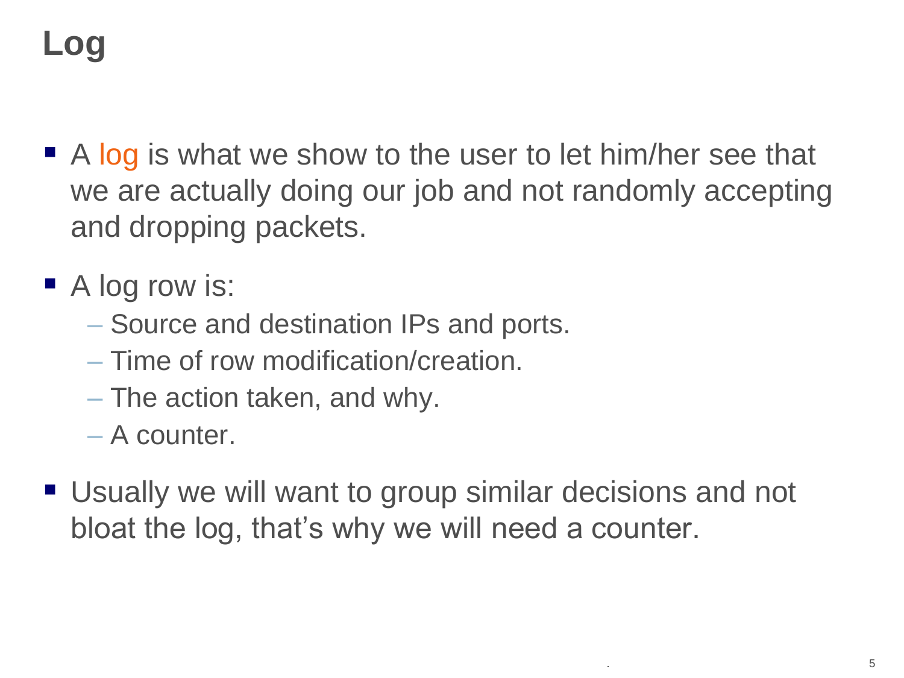# Log

- A log is what we show to the user to let him/her see that we are actually doing our job and not randomly accepting and dropping packets.
- A log row is:
  - Source and destination IPs and ports.
  - Time of row modification/creation.
  - The action taken, and why.
  - A counter.
- Usually we will want to group similar decisions and not bloat the log, that's why we will need a counter.